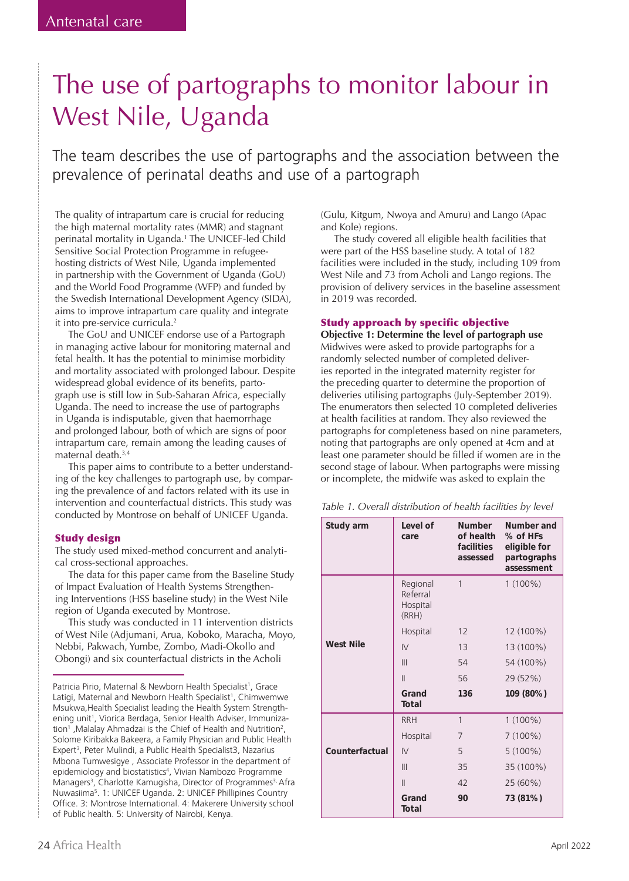# The use of partographs to monitor labour in West Nile, Uganda

The team describes the use of partographs and the association between the prevalence of perinatal deaths and use of a partograph

The quality of intrapartum care is crucial for reducing the high maternal mortality rates (MMR) and stagnant perinatal mortality in Uganda.[1] The UNICEF-led Child Sensitive Social Protection Programme in refugee-hosting districts of West Nile, Uganda implemented in partnership with the Government of Uganda (GoU) and the World Food Programme (WFP) and funded by the Swedish International Development Agency (SIDA), aims to improve intrapartum care quality and integrate it into pre-service curricula.[2]

The GoU and UNICEF endorse use of a Partograph in managing active labour for monitoring maternal and fetal health. It has the potential to minimise morbidity and mortality associated with prolonged labour. Despite widespread global evidence of its benefits, partograph use is still low in Sub-Saharan Africa, especially Uganda. The need to increase the use of partographs in Uganda is indisputable, given that haemorrhage and prolonged labour, both of which are signs of poor intrapartum care, remain among the leading causes of maternal death.[3,4]

This paper aims to contribute to a better understanding of the key challenges to partograph use, by comparing the prevalence of and factors related with its use in intervention and counterfactual districts. This study was conducted by Montrose on behalf of UNICEF Uganda.

## Study design

The study used mixed-method concurrent and analytical cross-sectional approaches.

The data for this paper came from the Baseline Study of Impact Evaluation of Health Systems Strengthening Interventions (HSS baseline study) in the West Nile region of Uganda executed by Montrose.

This study was conducted in 11 intervention districts of West Nile (Adjumani, Arua, Koboko, Maracha, Moyo, Nebbi, Pakwach, Yumbe, Zombo, Madi-Okollo and Obongi) and six counterfactual districts in the Acholi (Gulu, Kitgum, Nwoya and Amuru) and Lango (Apac and Kole) regions.

The study covered all eligible health facilities that were part of the HSS baseline study. A total of 182 facilities were included in the study, including 109 from West Nile and 73 from Acholi and Lango regions. The provision of delivery services in the baseline assessment in 2019 was recorded.

## Study approach by specific objective

**Objective 1: Determine the level of partograph use**

Midwives were asked to provide partographs for a randomly selected number of completed deliveries reported in the integrated maternity register for the preceding quarter to determine the proportion of deliveries utilising partographs (July-September 2019). The enumerators then selected 10 completed deliveries at health facilities at random. They also reviewed the partographs for completeness based on nine parameters, noting that partographs are only opened at 4cm and at least one parameter should be filled if women are in the second stage of labour. When partographs were missing or incomplete, the midwife was asked to explain the

*Table 1. Overall distribution of health facilities by level*

| Study arm | Level of care | Number of health facilities assessed | Number and % of HFs eligible for partographs assessment |
|---|---|---|---|
| West Nile | Regional Referral Hospital (RRH) | 1 | 1 (100%) |
| | Hospital | 12 | 12 (100%) |
| | IV | 13 | 13 (100%) |
| | III | 54 | 54 (100%) |
| | II | 56 | 29 (52%) |
| | **Grand Total** | **136** | **109 (80%)** |
| Counterfactual | RRH | 1 | 1 (100%) |
| | Hospital | 7 | 7 (100%) |
| | IV | 5 | 5 (100%) |
| | III | 35 | 35 (100%) |
| | II | 42 | 25 (60%) |
| | **Grand Total** | **90** | **73 (81%)** |

Patricia Pirio, Maternal & Newborn Health Specialist[1], Grace Latigi, Maternal and Newborn Health Specialist[1], Chimwemwe Msukwa, Health Specialist leading the Health System Strengthening unit[1], Viorica Berdaga, Senior Health Adviser, Immunization[1], Malalay Ahmadzai is the Chief of Health and Nutrition[2], Solome Kiribakka Bakeera, a Family Physician and Public Health Expert[3], Peter Mulindi, a Public Health Specialist3, Nazarius Mbona Tumwesigye, Associate Professor in the department of epidemiology and biostatistics[4], Vivian Nambozo Programme Managers[3], Charlotte Kamugisha, Director of Programmes[3], Afra Nuwasiima[5]. 1: UNICEF Uganda. 2: UNICEF Phillipines Country Office. 3: Montrose International. 4: Makerere University school of Public health. 5: University of Nairobi, Kenya.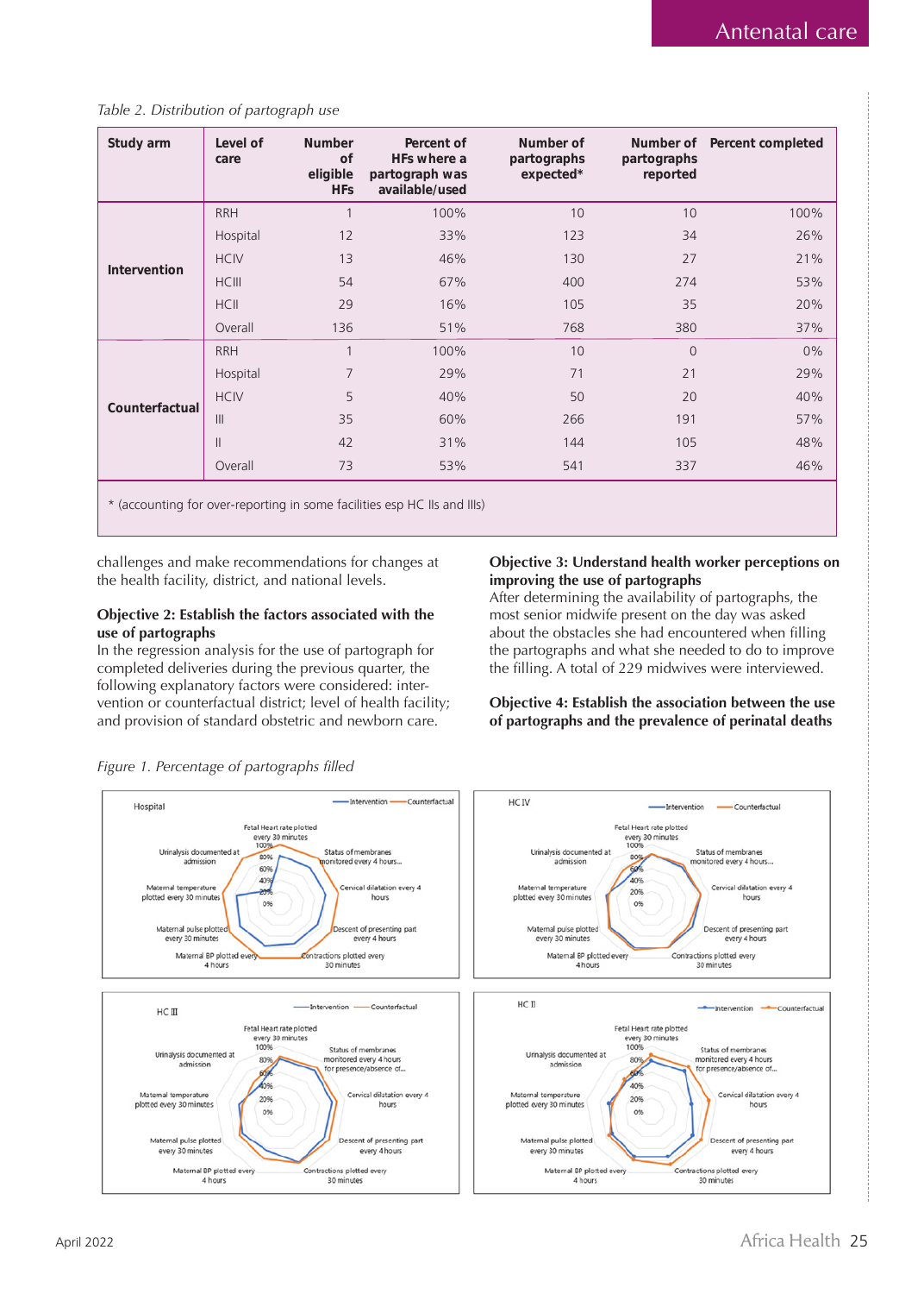*Table 2. Distribution of partograph use*

| Study arm | Level of care | Number of eligible HFs | Percent of HFs where a partograph was available/used | Number of partographs expected* | Number of partographs reported | Percent completed |
|---|---|---|---|---|---|---|
| Intervention | RRH | 1 | 100% | 10 | 10 | 100% |
| | Hospital | 12 | 33% | 123 | 34 | 26% |
| | HCIV | 13 | 46% | 130 | 27 | 21% |
| | HCIII | 54 | 67% | 400 | 274 | 53% |
| | HCII | 29 | 16% | 105 | 35 | 20% |
| | Overall | 136 | 51% | 768 | 380 | 37% |
| Counterfactual | RRH | 1 | 100% | 10 | 0 | 0% |
| | Hospital | 7 | 29% | 71 | 21 | 29% |
| | HCIV | 5 | 40% | 50 | 20 | 40% |
| | III | 35 | 60% | 266 | 191 | 57% |
| | II | 42 | 31% | 144 | 105 | 48% |
| | Overall | 73 | 53% | 541 | 337 | 46% |

\* (accounting for over-reporting in some facilities esp HC IIs and IIIs)

challenges and make recommendations for changes at the health facility, district, and national levels.

**Objective 2: Establish the factors associated with the use of partographs**
In the regression analysis for the use of partograph for completed deliveries during the previous quarter, the following explanatory factors were considered: intervention or counterfactual district; level of health facility; and provision of standard obstetric and newborn care.

**Objective 3: Understand health worker perceptions on improving the use of partographs**
After determining the availability of partographs, the most senior midwife present on the day was asked about the obstacles she had encountered when filling the partographs and what she needed to do to improve the filling. A total of 229 midwives were interviewed.

**Objective 4: Establish the association between the use of partographs and the prevalence of perinatal deaths**

*Figure 1. Percentage of partographs filled*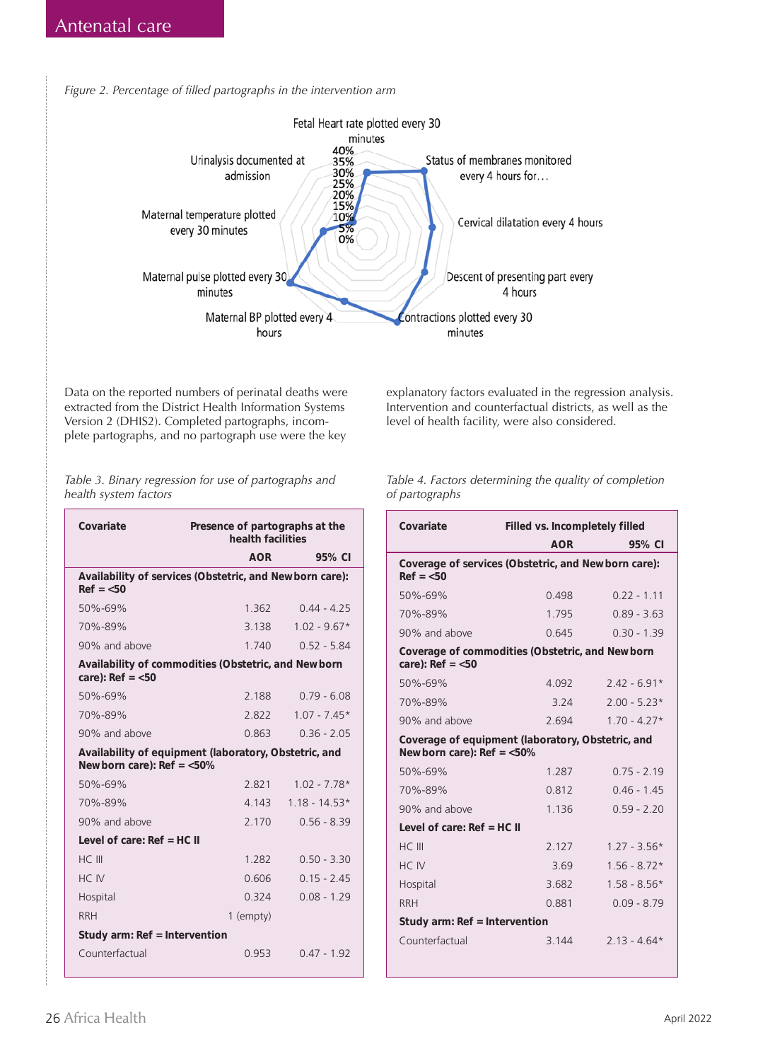*Figure 2. Percentage of filled partographs in the intervention arm*

Data on the reported numbers of perinatal deaths were extracted from the District Health Information Systems Version 2 (DHIS2). Completed partographs, incomplete partographs, and no partograph use were the key explanatory factors evaluated in the regression analysis. Intervention and counterfactual districts, as well as the level of health facility, were also considered.

*Table 3. Binary regression for use of partographs and health system factors*

| Covariate | Presence of partographs at the health facilities | |
|---|---|---|
| | **AOR** | **95% CI** |
| **Availability of services (Obstetric, and Newborn care): Ref = <50** | | |
| 50%-69% | 1.362 | 0.44 - 4.25 |
| 70%-89% | 3.138 | 1.02 - 9.67* |
| 90% and above | 1.740 | 0.52 - 5.84 |
| **Availability of commodities (Obstetric, and Newborn care): Ref = <50** | | |
| 50%-69% | 2.188 | 0.79 - 6.08 |
| 70%-89% | 2.822 | 1.07 - 7.45* |
| 90% and above | 0.863 | 0.36 - 2.05 |
| **Availability of equipment (laboratory, Obstetric, and Newborn care): Ref = <50%** | | |
| 50%-69% | 2.821 | 1.02 - 7.78* |
| 70%-89% | 4.143 | 1.18 - 14.53* |
| 90% and above | 2.170 | 0.56 - 8.39 |
| **Level of care: Ref = HC II** | | |
| HC III | 1.282 | 0.50 - 3.30 |
| HC IV | 0.606 | 0.15 - 2.45 |
| Hospital | 0.324 | 0.08 - 1.29 |
| RRH | 1 (empty) | |
| **Study arm: Ref = Intervention** | | |
| Counterfactual | 0.953 | 0.47 - 1.92 |

*Table 4. Factors determining the quality of completion of partographs*

| Covariate | Filled vs. Incompletely filled | |
|---|---|---|
| | **AOR** | **95% CI** |
| **Coverage of services (Obstetric, and Newborn care): Ref = <50** | | |
| 50%-69% | 0.498 | 0.22 - 1.11 |
| 70%-89% | 1.795 | 0.89 - 3.63 |
| 90% and above | 0.645 | 0.30 - 1.39 |
| **Coverage of commodities (Obstetric, and Newborn care): Ref = <50** | | |
| 50%-69% | 4.092 | 2.42 - 6.91* |
| 70%-89% | 3.24 | 2.00 - 5.23* |
| 90% and above | 2.694 | 1.70 - 4.27* |
| **Coverage of equipment (laboratory, Obstetric, and Newborn care): Ref = <50%** | | |
| 50%-69% | 1.287 | 0.75 - 2.19 |
| 70%-89% | 0.812 | 0.46 - 1.45 |
| 90% and above | 1.136 | 0.59 - 2.20 |
| **Level of care: Ref = HC II** | | |
| HC III | 2.127 | 1.27 - 3.56* |
| HC IV | 3.69 | 1.56 - 8.72* |
| Hospital | 3.682 | 1.58 - 8.56* |
| RRH | 0.881 | 0.09 - 8.79 |
| **Study arm: Ref = Intervention** | | |
| Counterfactual | 3.144 | 2.13 - 4.64* |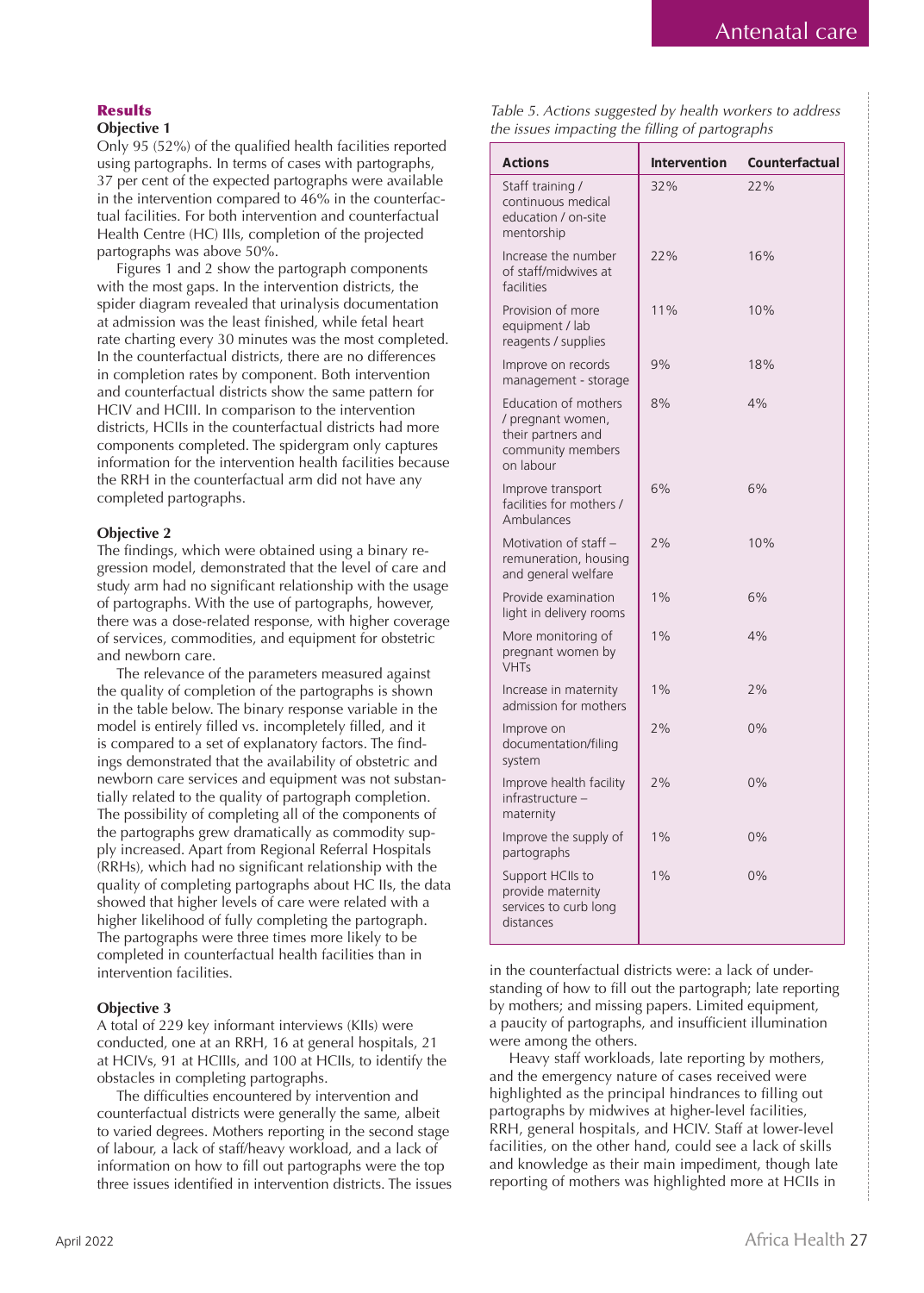## Results

### Objective 1

Only 95 (52%) of the qualified health facilities reported using partographs. In terms of cases with partographs, 37 per cent of the expected partographs were available in the intervention compared to 46% in the counterfactual facilities. For both intervention and counterfactual Health Centre (HC) IIIs, completion of the projected partographs was above 50%.

Figures 1 and 2 show the partograph components with the most gaps. In the intervention districts, the spider diagram revealed that urinalysis documentation at admission was the least finished, while fetal heart rate charting every 30 minutes was the most completed. In the counterfactual districts, there are no differences in completion rates by component. Both intervention and counterfactual districts show the same pattern for HCIV and HCIII. In comparison to the intervention districts, HCIIs in the counterfactual districts had more components completed. The spidergram only captures information for the intervention health facilities because the RRH in the counterfactual arm did not have any completed partographs.

### Objective 2

The findings, which were obtained using a binary regression model, demonstrated that the level of care and study arm had no significant relationship with the usage of partographs. With the use of partographs, however, there was a dose-related response, with higher coverage of services, commodities, and equipment for obstetric and newborn care.

The relevance of the parameters measured against the quality of completion of the partographs is shown in the table below. The binary response variable in the model is entirely filled vs. incompletely filled, and it is compared to a set of explanatory factors. The findings demonstrated that the availability of obstetric and newborn care services and equipment was not substantially related to the quality of partograph completion. The possibility of completing all of the components of the partographs grew dramatically as commodity supply increased. Apart from Regional Referral Hospitals (RRHs), which had no significant relationship with the quality of completing partographs about HC IIs, the data showed that higher levels of care were related with a higher likelihood of fully completing the partograph. The partographs were three times more likely to be completed in counterfactual health facilities than in intervention facilities.

### Objective 3

A total of 229 key informant interviews (KIIs) were conducted, one at an RRH, 16 at general hospitals, 21 at HCIVs, 91 at HCIIIs, and 100 at HCIIs, to identify the obstacles in completing partographs.

The difficulties encountered by intervention and counterfactual districts were generally the same, albeit to varied degrees. Mothers reporting in the second stage of labour, a lack of staff/heavy workload, and a lack of information on how to fill out partographs were the top three issues identified in intervention districts. The issues in the counterfactual districts were: a lack of understanding of how to fill out the partograph; late reporting by mothers; and missing papers. Limited equipment, a paucity of partographs, and insufficient illumination were among the others.

Heavy staff workloads, late reporting by mothers, and the emergency nature of cases received were highlighted as the principal hindrances to filling out partographs by midwives at higher-level facilities, RRH, general hospitals, and HCIV. Staff at lower-level facilities, on the other hand, could see a lack of skills and knowledge as their main impediment, though late reporting of mothers was highlighted more at HCIIs in

*Table 5. Actions suggested by health workers to address the issues impacting the filling of partographs*

| Actions | Intervention | Counterfactual |
|---|---|---|
| Staff training / continuous medical education / on-site mentorship | 32% | 22% |
| Increase the number of staff/midwives at facilities | 22% | 16% |
| Provision of more equipment / lab reagents / supplies | 11% | 10% |
| Improve on records management - storage | 9% | 18% |
| Education of mothers / pregnant women, their partners and community members on labour | 8% | 4% |
| Improve transport facilities for mothers / Ambulances | 6% | 6% |
| Motivation of staff – remuneration, housing and general welfare | 2% | 10% |
| Provide examination light in delivery rooms | 1% | 6% |
| More monitoring of pregnant women by VHTs | 1% | 4% |
| Increase in maternity admission for mothers | 1% | 2% |
| Improve on documentation/filing system | 2% | 0% |
| Improve health facility infrastructure – maternity | 2% | 0% |
| Improve the supply of partographs | 1% | 0% |
| Support HCIIs to provide maternity services to curb long distances | 1% | 0% |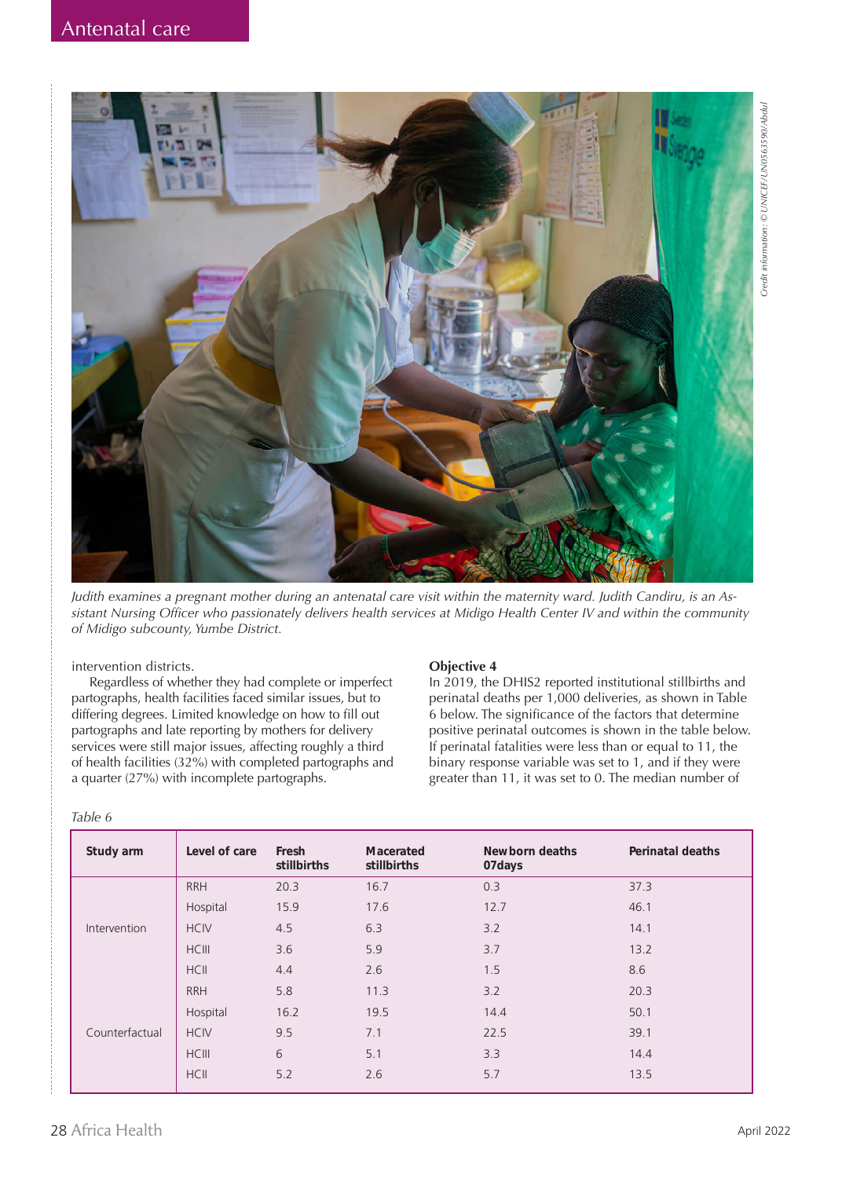Judith examines a pregnant mother during an antenatal care visit within the maternity ward. Judith Candiru, is an Assistant Nursing Officer who passionately delivers health services at Midigo Health Center IV and within the community of Midigo subcounty, Yumbe District.

Credit information: © UNICEF/UN0563590/Abdul

intervention districts.

Regardless of whether they had complete or imperfect partographs, health facilities faced similar issues, but to differing degrees. Limited knowledge on how to fill out partographs and late reporting by mothers for delivery services were still major issues, affecting roughly a third of health facilities (32%) with completed partographs and a quarter (27%) with incomplete partographs.

**Objective 4**

In 2019, the DHIS2 reported institutional stillbirths and perinatal deaths per 1,000 deliveries, as shown in Table 6 below. The significance of the factors that determine positive perinatal outcomes is shown in the table below. If perinatal fatalities were less than or equal to 11, the binary response variable was set to 1, and if they were greater than 11, it was set to 0. The median number of

*Table 6*

| Study arm | Level of care | Fresh stillbirths | Macerated stillbirths | New born deaths 07days | Perinatal deaths |
|---|---|---|---|---|---|
| Intervention | RRH | 20.3 | 16.7 | 0.3 | 37.3 |
| | Hospital | 15.9 | 17.6 | 12.7 | 46.1 |
| | HCIV | 4.5 | 6.3 | 3.2 | 14.1 |
| | HCIII | 3.6 | 5.9 | 3.7 | 13.2 |
| | HCII | 4.4 | 2.6 | 1.5 | 8.6 |
| Counterfactual | RRH | 5.8 | 11.3 | 3.2 | 20.3 |
| | Hospital | 16.2 | 19.5 | 14.4 | 50.1 |
| | HCIV | 9.5 | 7.1 | 22.5 | 39.1 |
| | HCIII | 6 | 5.1 | 3.3 | 14.4 |
| | HCII | 5.2 | 2.6 | 5.7 | 13.5 |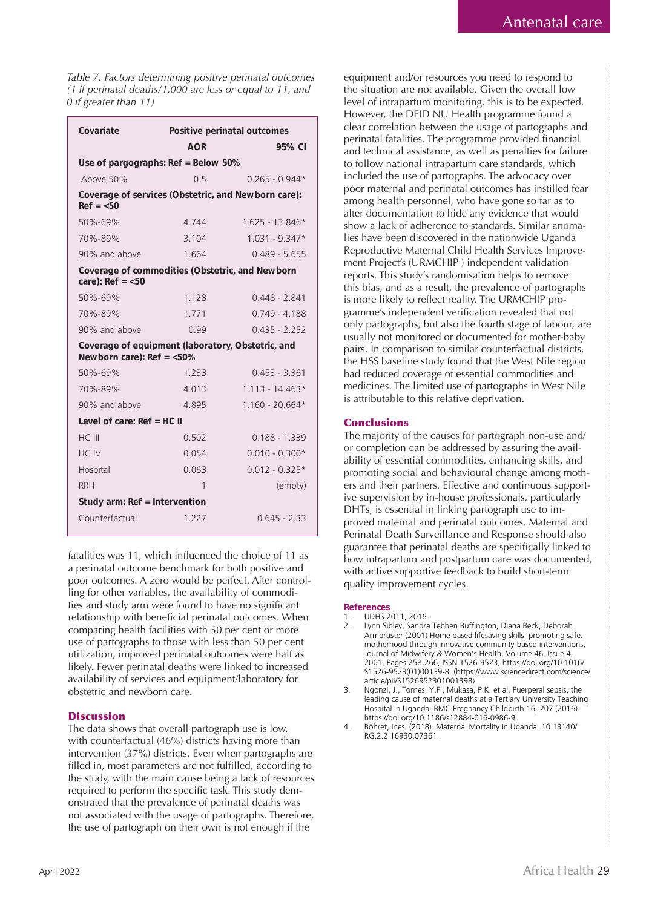*Table 7. Factors determining positive perinatal outcomes (1 if perinatal deaths/1,000 are less or equal to 11, and 0 if greater than 11)*

| Covariate | Positive perinatal outcomes | |
|---|---|---|
| | **AOR** | **95% CI** |
| **Use of pargographs: Ref = Below 50%** | | |
| Above 50% | 0.5 | 0.265 - 0.944* |
| **Coverage of services (Obstetric, and Newborn care): Ref = <50** | | |
| 50%-69% | 4.744 | 1.625 - 13.846* |
| 70%-89% | 3.104 | 1.031 - 9.347* |
| 90% and above | 1.664 | 0.489 - 5.655 |
| **Coverage of commodities (Obstetric, and Newborn care): Ref = <50** | | |
| 50%-69% | 1.128 | 0.448 - 2.841 |
| 70%-89% | 1.771 | 0.749 - 4.188 |
| 90% and above | 0.99 | 0.435 - 2.252 |
| **Coverage of equipment (laboratory, Obstetric, and Newborn care): Ref = <50%** | | |
| 50%-69% | 1.233 | 0.453 - 3.361 |
| 70%-89% | 4.013 | 1.113 - 14.463* |
| 90% and above | 4.895 | 1.160 - 20.664* |
| **Level of care: Ref = HC II** | | |
| HC III | 0.502 | 0.188 - 1.339 |
| HC IV | 0.054 | 0.010 - 0.300* |
| Hospital | 0.063 | 0.012 - 0.325* |
| RRH | 1 | (empty) |
| **Study arm: Ref = Intervention** | | |
| Counterfactual | 1.227 | 0.645 - 2.33 |

fatalities was 11, which influenced the choice of 11 as a perinatal outcome benchmark for both positive and poor outcomes. A zero would be perfect. After controlling for other variables, the availability of commodities and study arm were found to have no significant relationship with beneficial perinatal outcomes. When comparing health facilities with 50 per cent or more use of partographs to those with less than 50 per cent utilization, improved perinatal outcomes were half as likely. Fewer perinatal deaths were linked to increased availability of services and equipment/laboratory for obstetric and newborn care.

## Discussion

The data shows that overall partograph use is low, with counterfactual (46%) districts having more than intervention (37%) districts. Even when partographs are filled in, most parameters are not fulfilled, according to the study, with the main cause being a lack of resources required to perform the specific task. This study demonstrated that the prevalence of perinatal deaths was not associated with the usage of partographs. Therefore, the use of partograph on their own is not enough if the equipment and/or resources you need to respond to the situation are not available. Given the overall low level of intrapartum monitoring, this is to be expected. However, the DFID NU Health programme found a clear correlation between the usage of partographs and perinatal fatalities. The programme provided financial and technical assistance, as well as penalties for failure to follow national intrapartum care standards, which included the use of partographs. The advocacy over poor maternal and perinatal outcomes has instilled fear among health personnel, who have gone so far as to alter documentation to hide any evidence that would show a lack of adherence to standards. Similar anomalies have been discovered in the nationwide Uganda Reproductive Maternal Child Health Services Improvement Project's (URMCHIP ) independent validation reports. This study's randomisation helps to remove this bias, and as a result, the prevalence of partographs is more likely to reflect reality. The URMCHIP programme's independent verification revealed that not only partographs, but also the fourth stage of labour, are usually not monitored or documented for mother-baby pairs. In comparison to similar counterfactual districts, the HSS baseline study found that the West Nile region had reduced coverage of essential commodities and medicines. The limited use of partographs in West Nile is attributable to this relative deprivation.

## Conclusions

The majority of the causes for partograph non-use and/or completion can be addressed by assuring the availability of essential commodities, enhancing skills, and promoting social and behavioural change among mothers and their partners. Effective and continuous supportive supervision by in-house professionals, particularly DHTs, is essential in linking partograph use to improved maternal and perinatal outcomes. Maternal and Perinatal Death Surveillance and Response should also guarantee that perinatal deaths are specifically linked to how intrapartum and postpartum care was documented, with active supportive feedback to build short-term quality improvement cycles.

### References

1. UDHS 2011, 2016.
2. Lynn Sibley, Sandra Tebben Buffington, Diana Beck, Deborah Armbruster (2001) Home based lifesaving skills: promoting safe. motherhood through innovative community-based interventions, Journal of Midwifery & Women's Health, Volume 46, Issue 4, 2001, Pages 258-266, ISSN 1526-9523, https://doi.org/10.1016/S1526-9523(01)00139-8. (https://www.sciencedirect.com/science/article/pii/S1526952301001398)
3. Ngonzi, J., Tornes, Y.F., Mukasa, P.K. et al. Puerperal sepsis, the leading cause of maternal deaths at a Tertiary University Teaching Hospital in Uganda. BMC Pregnancy Childbirth 16, 207 (2016). https://doi.org/10.1186/s12884-016-0986-9.
4. Böhret, Ines. (2018). Maternal Mortality in Uganda. 10.13140/RG.2.2.16930.07361.